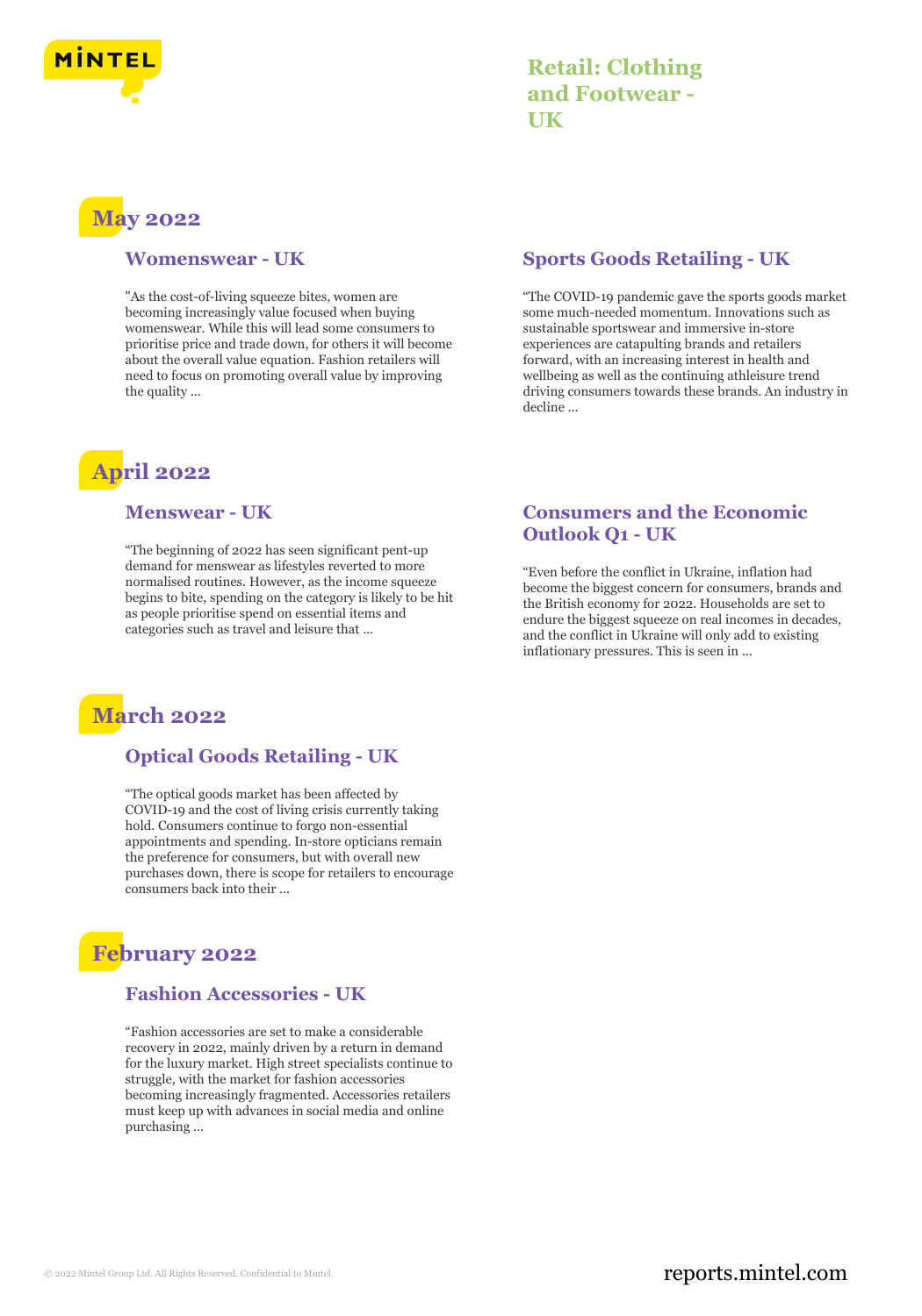# Retail: Clothing and Footwear - UK

## May 2022

### Womenswear - UK

"As the cost-of-living squeeze bites, women are becoming increasingly value focused when buying womenswear. While this will lead some consumers to prioritise price and trade down, for others it will become about the overall value equation. Fashion retailers will need to focus on promoting overall value by improving the quality ...

### Sports Goods Retailing - UK

"The COVID-19 pandemic gave the sports goods market some much-needed momentum. Innovations such as sustainable sportswear and immersive in-store experiences are catapulting brands and retailers forward, with an increasing interest in health and wellbeing as well as the continuing athleisure trend driving consumers towards these brands. An industry in decline ...

## April 2022

### Menswear - UK

"The beginning of 2022 has seen significant pent-up demand for menswear as lifestyles reverted to more normalised routines. However, as the income squeeze begins to bite, spending on the category is likely to be hit as people prioritise spend on essential items and categories such as travel and leisure that ...

### Consumers and the Economic Outlook Q1 - UK

"Even before the conflict in Ukraine, inflation had become the biggest concern for consumers, brands and the British economy for 2022. Households are set to endure the biggest squeeze on real incomes in decades, and the conflict in Ukraine will only add to existing inflationary pressures. This is seen in ...

## March 2022

### Optical Goods Retailing - UK

"The optical goods market has been affected by COVID-19 and the cost of living crisis currently taking hold. Consumers continue to forgo non-essential appointments and spending. In-store opticians remain the preference for consumers, but with overall new purchases down, there is scope for retailers to encourage consumers back into their ...

## February 2022

### Fashion Accessories - UK

"Fashion accessories are set to make a considerable recovery in 2022, mainly driven by a return in demand for the luxury market. High street specialists continue to struggle, with the market for fashion accessories becoming increasingly fragmented. Accessories retailers must keep up with advances in social media and online purchasing ...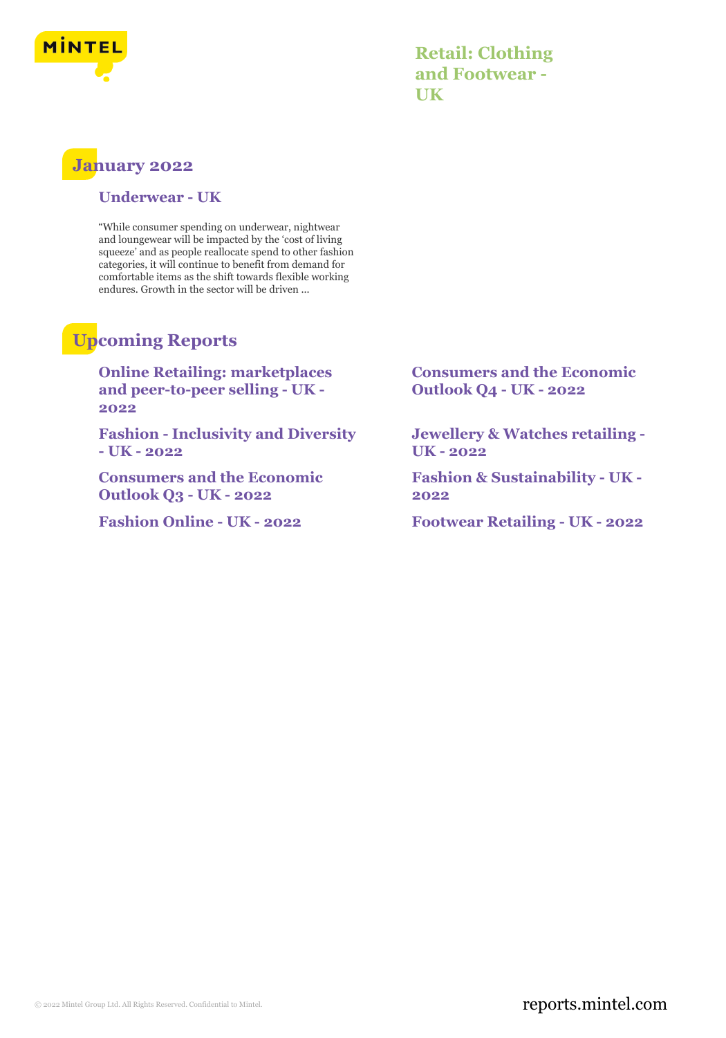# Retail: Clothing and Footwear - UK

## January 2022

### Underwear - UK

“While consumer spending on underwear, nightwear and loungewear will be impacted by the ‘cost of living squeeze’ and as people reallocate spend to other fashion categories, it will continue to benefit from demand for comfortable items as the shift towards flexible working endures. Growth in the sector will be driven ...

## Upcoming Reports

### Online Retailing: marketplaces and peer-to-peer selling - UK - 2022

### Fashion - Inclusivity and Diversity - UK - 2022

### Consumers and the Economic Outlook Q3 - UK - 2022

### Fashion Online - UK - 2022

### Consumers and the Economic Outlook Q4 - UK - 2022

### Jewellery & Watches retailing - UK - 2022

### Fashion & Sustainability - UK - 2022

### Footwear Retailing - UK - 2022